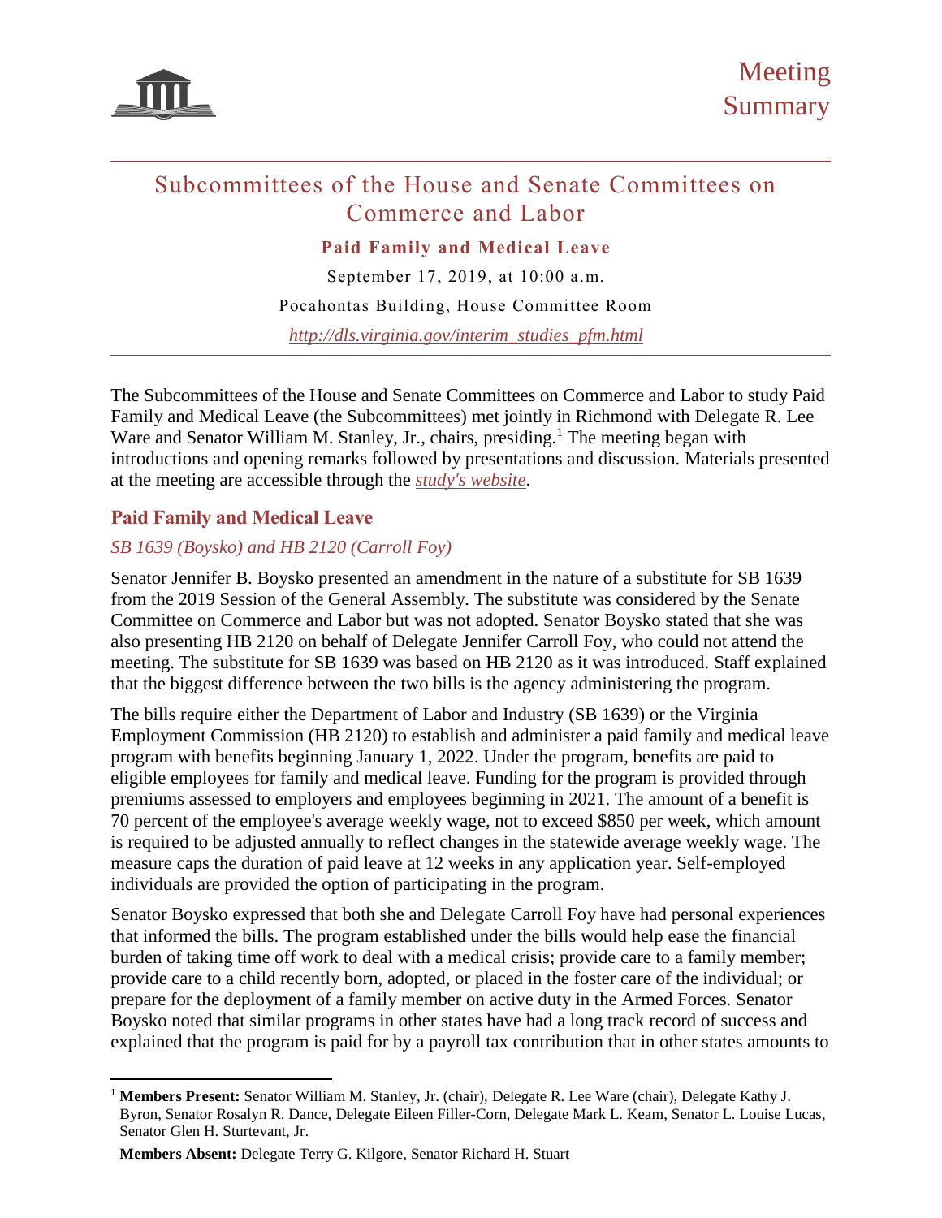# Meeting Summary

## Subcommittees of the House and Senate Committees on Commerce and Labor

**Paid Family and Medical Leave**

September 17, 2019, at 10:00 a.m.

Pocahontas Building, House Committee Room

*http://dls.virginia.gov/interim_studies_pfm.html*

The Subcommittees of the House and Senate Committees on Commerce and Labor to study Paid Family and Medical Leave (the Subcommittees) met jointly in Richmond with Delegate R. Lee Ware and Senator William M. Stanley, Jr., chairs, presiding.[1] The meeting began with introductions and opening remarks followed by presentations and discussion. Materials presented at the meeting are accessible through the *study's website*.

## Paid Family and Medical Leave

### *SB 1639 (Boysko) and HB 2120 (Carroll Foy)*

Senator Jennifer B. Boysko presented an amendment in the nature of a substitute for SB 1639 from the 2019 Session of the General Assembly. The substitute was considered by the Senate Committee on Commerce and Labor but was not adopted. Senator Boysko stated that she was also presenting HB 2120 on behalf of Delegate Jennifer Carroll Foy, who could not attend the meeting. The substitute for SB 1639 was based on HB 2120 as it was introduced. Staff explained that the biggest difference between the two bills is the agency administering the program.

The bills require either the Department of Labor and Industry (SB 1639) or the Virginia Employment Commission (HB 2120) to establish and administer a paid family and medical leave program with benefits beginning January 1, 2022. Under the program, benefits are paid to eligible employees for family and medical leave. Funding for the program is provided through premiums assessed to employers and employees beginning in 2021. The amount of a benefit is 70 percent of the employee's average weekly wage, not to exceed $850 per week, which amount is required to be adjusted annually to reflect changes in the statewide average weekly wage. The measure caps the duration of paid leave at 12 weeks in any application year. Self-employed individuals are provided the option of participating in the program.

Senator Boysko expressed that both she and Delegate Carroll Foy have had personal experiences that informed the bills. The program established under the bills would help ease the financial burden of taking time off work to deal with a medical crisis; provide care to a family member; provide care to a child recently born, adopted, or placed in the foster care of the individual; or prepare for the deployment of a family member on active duty in the Armed Forces. Senator Boysko noted that similar programs in other states have had a long track record of success and explained that the program is paid for by a payroll tax contribution that in other states amounts to

[1] **Members Present:** Senator William M. Stanley, Jr. (chair), Delegate R. Lee Ware (chair), Delegate Kathy J. Byron, Senator Rosalyn R. Dance, Delegate Eileen Filler-Corn, Delegate Mark L. Keam, Senator L. Louise Lucas, Senator Glen H. Sturtevant, Jr.

**Members Absent:** Delegate Terry G. Kilgore, Senator Richard H. Stuart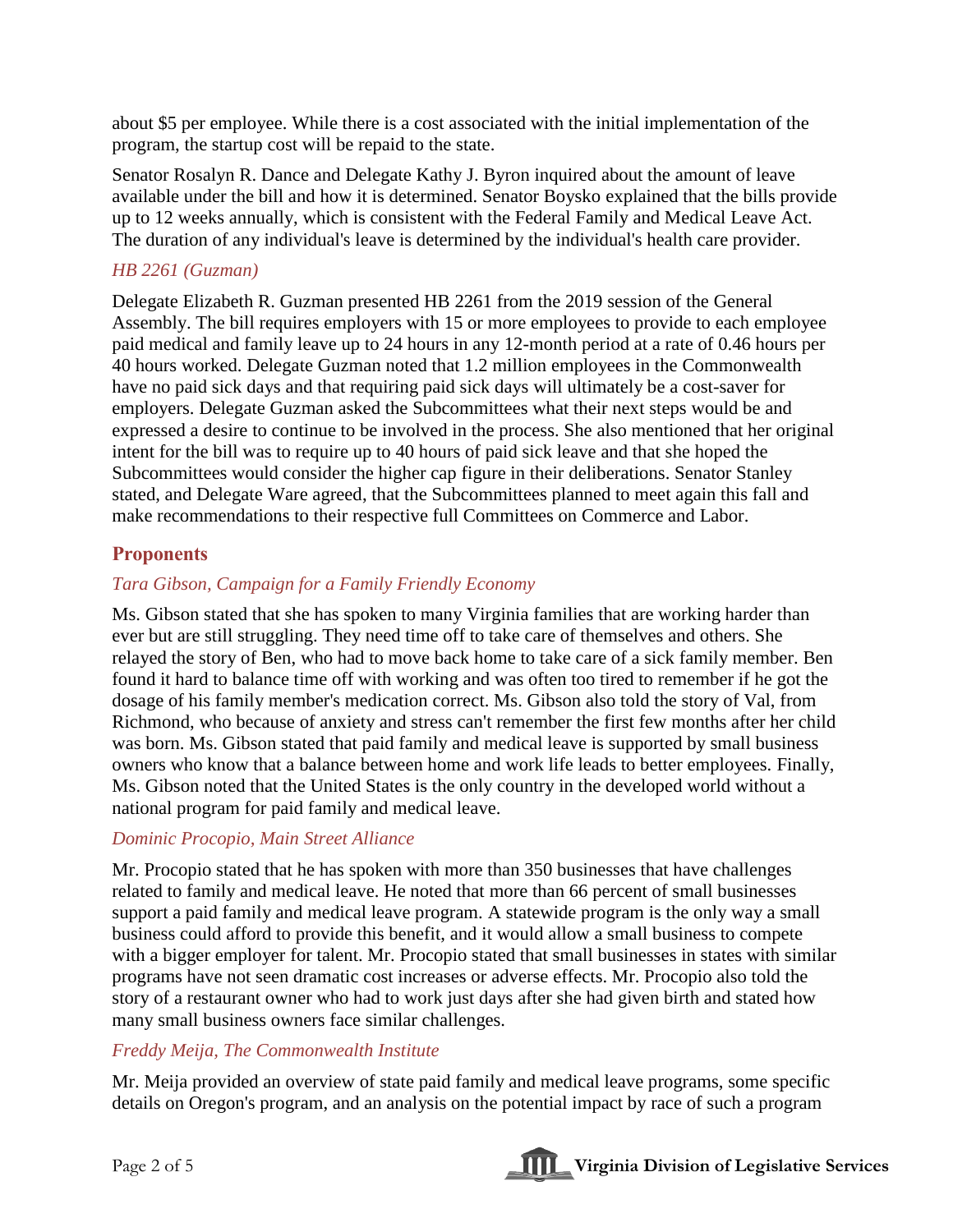about $5 per employee. While there is a cost associated with the initial implementation of the program, the startup cost will be repaid to the state.

Senator Rosalyn R. Dance and Delegate Kathy J. Byron inquired about the amount of leave available under the bill and how it is determined. Senator Boysko explained that the bills provide up to 12 weeks annually, which is consistent with the Federal Family and Medical Leave Act. The duration of any individual's leave is determined by the individual's health care provider.

### *HB 2261 (Guzman)*

Delegate Elizabeth R. Guzman presented HB 2261 from the 2019 session of the General Assembly. The bill requires employers with 15 or more employees to provide to each employee paid medical and family leave up to 24 hours in any 12-month period at a rate of 0.46 hours per 40 hours worked. Delegate Guzman noted that 1.2 million employees in the Commonwealth have no paid sick days and that requiring paid sick days will ultimately be a cost-saver for employers. Delegate Guzman asked the Subcommittees what their next steps would be and expressed a desire to continue to be involved in the process. She also mentioned that her original intent for the bill was to require up to 40 hours of paid sick leave and that she hoped the Subcommittees would consider the higher cap figure in their deliberations. Senator Stanley stated, and Delegate Ware agreed, that the Subcommittees planned to meet again this fall and make recommendations to their respective full Committees on Commerce and Labor.

## Proponents

### *Tara Gibson, Campaign for a Family Friendly Economy*

Ms. Gibson stated that she has spoken to many Virginia families that are working harder than ever but are still struggling. They need time off to take care of themselves and others. She relayed the story of Ben, who had to move back home to take care of a sick family member. Ben found it hard to balance time off with working and was often too tired to remember if he got the dosage of his family member's medication correct. Ms. Gibson also told the story of Val, from Richmond, who because of anxiety and stress can't remember the first few months after her child was born. Ms. Gibson stated that paid family and medical leave is supported by small business owners who know that a balance between home and work life leads to better employees. Finally, Ms. Gibson noted that the United States is the only country in the developed world without a national program for paid family and medical leave.

### *Dominic Procopio, Main Street Alliance*

Mr. Procopio stated that he has spoken with more than 350 businesses that have challenges related to family and medical leave. He noted that more than 66 percent of small businesses support a paid family and medical leave program. A statewide program is the only way a small business could afford to provide this benefit, and it would allow a small business to compete with a bigger employer for talent. Mr. Procopio stated that small businesses in states with similar programs have not seen dramatic cost increases or adverse effects. Mr. Procopio also told the story of a restaurant owner who had to work just days after she had given birth and stated how many small business owners face similar challenges.

### *Freddy Meija, The Commonwealth Institute*

Mr. Meija provided an overview of state paid family and medical leave programs, some specific details on Oregon's program, and an analysis on the potential impact by race of such a program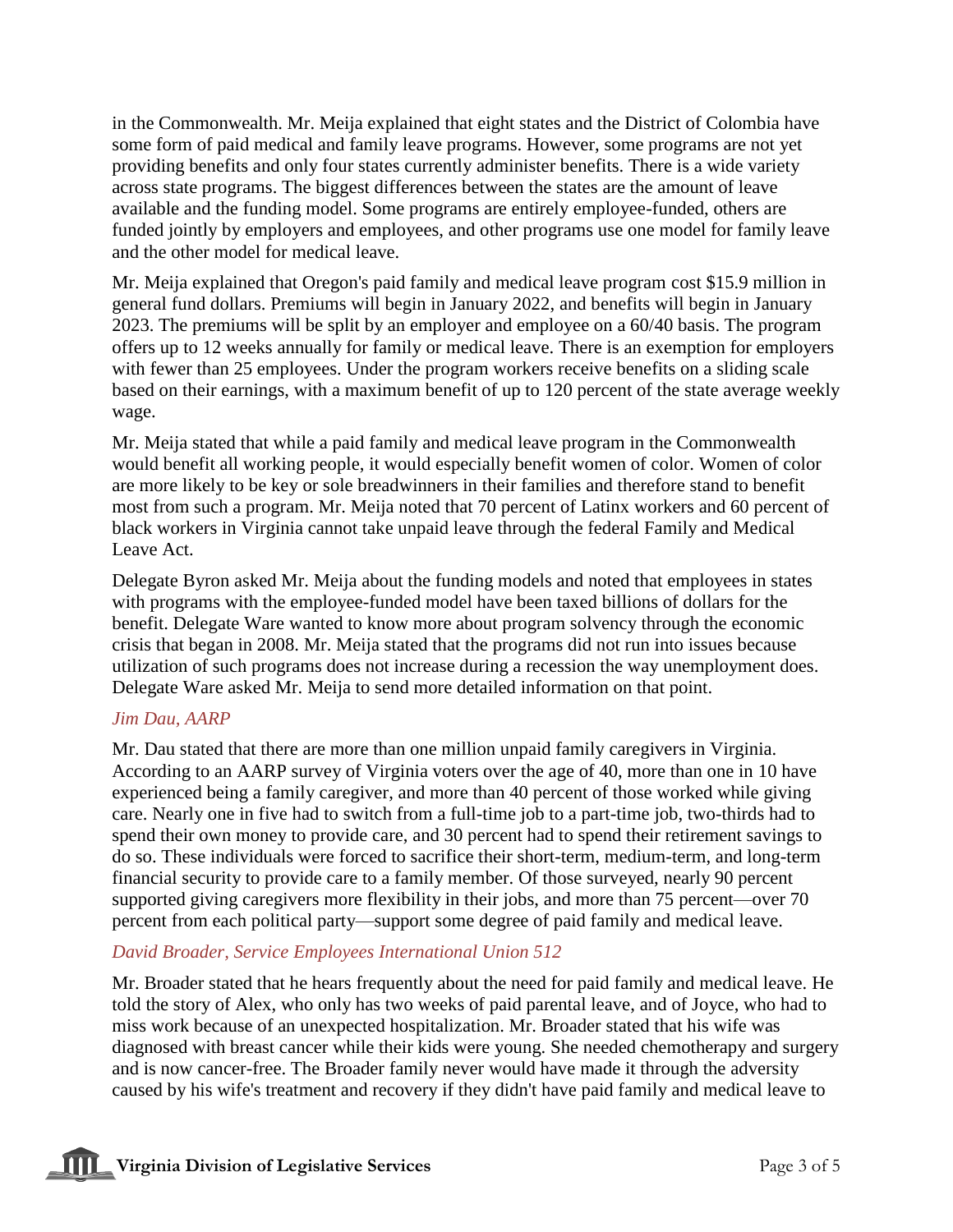in the Commonwealth. Mr. Meija explained that eight states and the District of Colombia have some form of paid medical and family leave programs. However, some programs are not yet providing benefits and only four states currently administer benefits. There is a wide variety across state programs. The biggest differences between the states are the amount of leave available and the funding model. Some programs are entirely employee-funded, others are funded jointly by employers and employees, and other programs use one model for family leave and the other model for medical leave.

Mr. Meija explained that Oregon's paid family and medical leave program cost $15.9 million in general fund dollars. Premiums will begin in January 2022, and benefits will begin in January 2023. The premiums will be split by an employer and employee on a 60/40 basis. The program offers up to 12 weeks annually for family or medical leave. There is an exemption for employers with fewer than 25 employees. Under the program workers receive benefits on a sliding scale based on their earnings, with a maximum benefit of up to 120 percent of the state average weekly wage.

Mr. Meija stated that while a paid family and medical leave program in the Commonwealth would benefit all working people, it would especially benefit women of color. Women of color are more likely to be key or sole breadwinners in their families and therefore stand to benefit most from such a program. Mr. Meija noted that 70 percent of Latinx workers and 60 percent of black workers in Virginia cannot take unpaid leave through the federal Family and Medical Leave Act.

Delegate Byron asked Mr. Meija about the funding models and noted that employees in states with programs with the employee-funded model have been taxed billions of dollars for the benefit. Delegate Ware wanted to know more about program solvency through the economic crisis that began in 2008. Mr. Meija stated that the programs did not run into issues because utilization of such programs does not increase during a recession the way unemployment does. Delegate Ware asked Mr. Meija to send more detailed information on that point.

*Jim Dau, AARP*

Mr. Dau stated that there are more than one million unpaid family caregivers in Virginia. According to an AARP survey of Virginia voters over the age of 40, more than one in 10 have experienced being a family caregiver, and more than 40 percent of those worked while giving care. Nearly one in five had to switch from a full-time job to a part-time job, two-thirds had to spend their own money to provide care, and 30 percent had to spend their retirement savings to do so. These individuals were forced to sacrifice their short-term, medium-term, and long-term financial security to provide care to a family member. Of those surveyed, nearly 90 percent supported giving caregivers more flexibility in their jobs, and more than 75 percent—over 70 percent from each political party—support some degree of paid family and medical leave.

*David Broader, Service Employees International Union 512*

Mr. Broader stated that he hears frequently about the need for paid family and medical leave. He told the story of Alex, who only has two weeks of paid parental leave, and of Joyce, who had to miss work because of an unexpected hospitalization. Mr. Broader stated that his wife was diagnosed with breast cancer while their kids were young. She needed chemotherapy and surgery and is now cancer-free. The Broader family never would have made it through the adversity caused by his wife's treatment and recovery if they didn't have paid family and medical leave to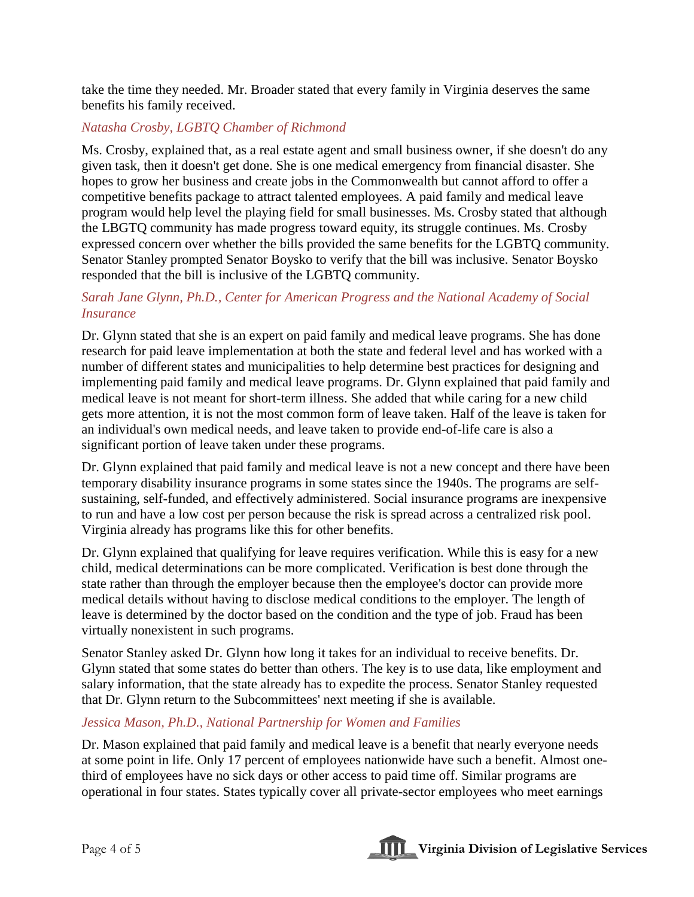take the time they needed. Mr. Broader stated that every family in Virginia deserves the same benefits his family received.

*Natasha Crosby, LGBTQ Chamber of Richmond*

Ms. Crosby, explained that, as a real estate agent and small business owner, if she doesn't do any given task, then it doesn't get done. She is one medical emergency from financial disaster. She hopes to grow her business and create jobs in the Commonwealth but cannot afford to offer a competitive benefits package to attract talented employees. A paid family and medical leave program would help level the playing field for small businesses. Ms. Crosby stated that although the LBGTQ community has made progress toward equity, its struggle continues. Ms. Crosby expressed concern over whether the bills provided the same benefits for the LGBTQ community. Senator Stanley prompted Senator Boysko to verify that the bill was inclusive. Senator Boysko responded that the bill is inclusive of the LGBTQ community.

*Sarah Jane Glynn, Ph.D., Center for American Progress and the National Academy of Social Insurance*

Dr. Glynn stated that she is an expert on paid family and medical leave programs. She has done research for paid leave implementation at both the state and federal level and has worked with a number of different states and municipalities to help determine best practices for designing and implementing paid family and medical leave programs. Dr. Glynn explained that paid family and medical leave is not meant for short-term illness. She added that while caring for a new child gets more attention, it is not the most common form of leave taken. Half of the leave is taken for an individual's own medical needs, and leave taken to provide end-of-life care is also a significant portion of leave taken under these programs.

Dr. Glynn explained that paid family and medical leave is not a new concept and there have been temporary disability insurance programs in some states since the 1940s. The programs are self-sustaining, self-funded, and effectively administered. Social insurance programs are inexpensive to run and have a low cost per person because the risk is spread across a centralized risk pool. Virginia already has programs like this for other benefits.

Dr. Glynn explained that qualifying for leave requires verification. While this is easy for a new child, medical determinations can be more complicated. Verification is best done through the state rather than through the employer because then the employee's doctor can provide more medical details without having to disclose medical conditions to the employer. The length of leave is determined by the doctor based on the condition and the type of job. Fraud has been virtually nonexistent in such programs.

Senator Stanley asked Dr. Glynn how long it takes for an individual to receive benefits. Dr. Glynn stated that some states do better than others. The key is to use data, like employment and salary information, that the state already has to expedite the process. Senator Stanley requested that Dr. Glynn return to the Subcommittees' next meeting if she is available.

*Jessica Mason, Ph.D., National Partnership for Women and Families*

Dr. Mason explained that paid family and medical leave is a benefit that nearly everyone needs at some point in life. Only 17 percent of employees nationwide have such a benefit. Almost one-third of employees have no sick days or other access to paid time off. Similar programs are operational in four states. States typically cover all private-sector employees who meet earnings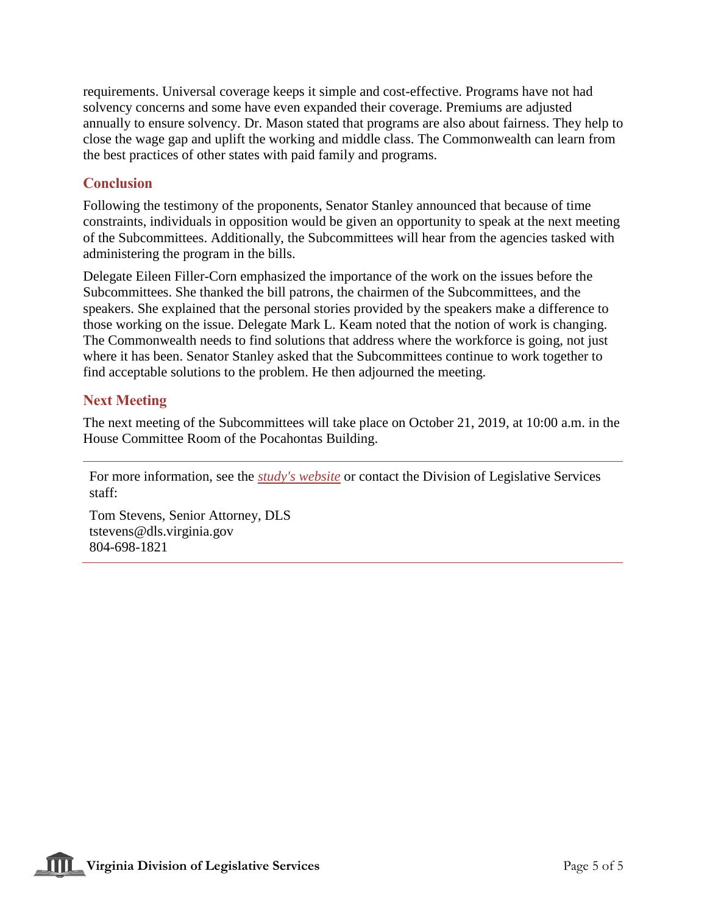requirements. Universal coverage keeps it simple and cost-effective. Programs have not had solvency concerns and some have even expanded their coverage. Premiums are adjusted annually to ensure solvency. Dr. Mason stated that programs are also about fairness. They help to close the wage gap and uplift the working and middle class. The Commonwealth can learn from the best practices of other states with paid family and programs.

## Conclusion

Following the testimony of the proponents, Senator Stanley announced that because of time constraints, individuals in opposition would be given an opportunity to speak at the next meeting of the Subcommittees. Additionally, the Subcommittees will hear from the agencies tasked with administering the program in the bills.

Delegate Eileen Filler-Corn emphasized the importance of the work on the issues before the Subcommittees. She thanked the bill patrons, the chairmen of the Subcommittees, and the speakers. She explained that the personal stories provided by the speakers make a difference to those working on the issue. Delegate Mark L. Keam noted that the notion of work is changing. The Commonwealth needs to find solutions that address where the workforce is going, not just where it has been. Senator Stanley asked that the Subcommittees continue to work together to find acceptable solutions to the problem. He then adjourned the meeting.

## Next Meeting

The next meeting of the Subcommittees will take place on October 21, 2019, at 10:00 a.m. in the House Committee Room of the Pocahontas Building.

---

For more information, see the *study's website* or contact the Division of Legislative Services staff:

Tom Stevens, Senior Attorney, DLS
tstevens@dls.virginia.gov
804-698-1821

---